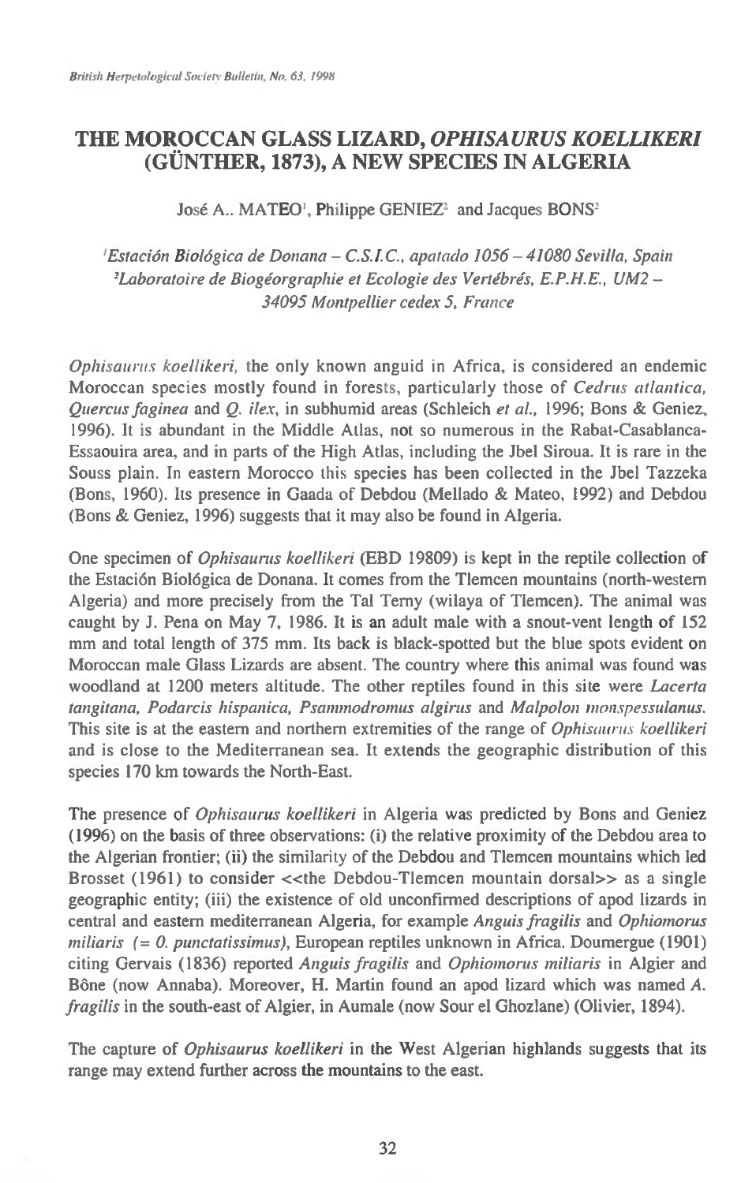# THE MOROCCAN GLASS LIZARD, *OPHISAURUS KOELLIKERI* (GÜNTHER, 1873), A NEW SPECIES IN ALGERIA

José A.. MATEO[1], Philippe GENIEZ[2] and Jacques BONS[2]

[1]*Estación Biológica de Donana – C.S.I.C., apatado 1056 – 41080 Sevilla, Spain*
[2]*Laboratoire de Biogéorgraphie et Ecologie des Vertébrés, E.P.H.E., UM2 – 34095 Montpellier cedex 5, France*

*Ophisaurus koellikeri*, the only known anguid in Africa, is considered an endemic Moroccan species mostly found in forests, particularly those of *Cedrus atlantica*, *Quercus faginea* and *Q. ilex*, in subhumid areas (Schleich *et al.*, 1996; Bons & Geniez, 1996). It is abundant in the Middle Atlas, not so numerous in the Rabat-Casablanca-Essaouira area, and in parts of the High Atlas, including the Jbel Siroua. It is rare in the Souss plain. In eastern Morocco this species has been collected in the Jbel Tazzeka (Bons, 1960). Its presence in Gaada of Debdou (Mellado & Mateo, 1992) and Debdou (Bons & Geniez, 1996) suggests that it may also be found in Algeria.

One specimen of *Ophisaurus koellikeri* (EBD 19809) is kept in the reptile collection of the Estación Biológica de Donana. It comes from the Tlemcen mountains (north-western Algeria) and more precisely from the Tal Terny (wilaya of Tlemcen). The animal was caught by J. Pena on May 7, 1986. It is an adult male with a snout-vent length of 152 mm and total length of 375 mm. Its back is black-spotted but the blue spots evident on Moroccan male Glass Lizards are absent. The country where this animal was found was woodland at 1200 meters altitude. The other reptiles found in this site were *Lacerta tangitana, Podarcis hispanica, Psammodromus algirus* and *Malpolon monspessulanus*. This site is at the eastern and northern extremities of the range of *Ophisaurus koellikeri* and is close to the Mediterranean sea. It extends the geographic distribution of this species 170 km towards the North-East.

The presence of *Ophisaurus koellikeri* in Algeria was predicted by Bons and Geniez (1996) on the basis of three observations: (i) the relative proximity of the Debdou area to the Algerian frontier; (ii) the similarity of the Debdou and Tlemcen mountains which led Brosset (1961) to consider <<the Debdou-Tlemcen mountain dorsal>> as a single geographic entity; (iii) the existence of old unconfirmed descriptions of apod lizards in central and eastern mediterranean Algeria, for example *Anguis fragilis* and *Ophiomorus miliaris (= O. punctatissimus)*, European reptiles unknown in Africa. Doumergue (1901) citing Gervais (1836) reported *Anguis fragilis* and *Ophiomorus miliaris* in Algier and Bône (now Annaba). Moreover, H. Martin found an apod lizard which was named *A. fragilis* in the south-east of Algier, in Aumale (now Sour el Ghozlane) (Olivier, 1894).

The capture of *Ophisaurus koellikeri* in the West Algerian highlands suggests that its range may extend further across the mountains to the east.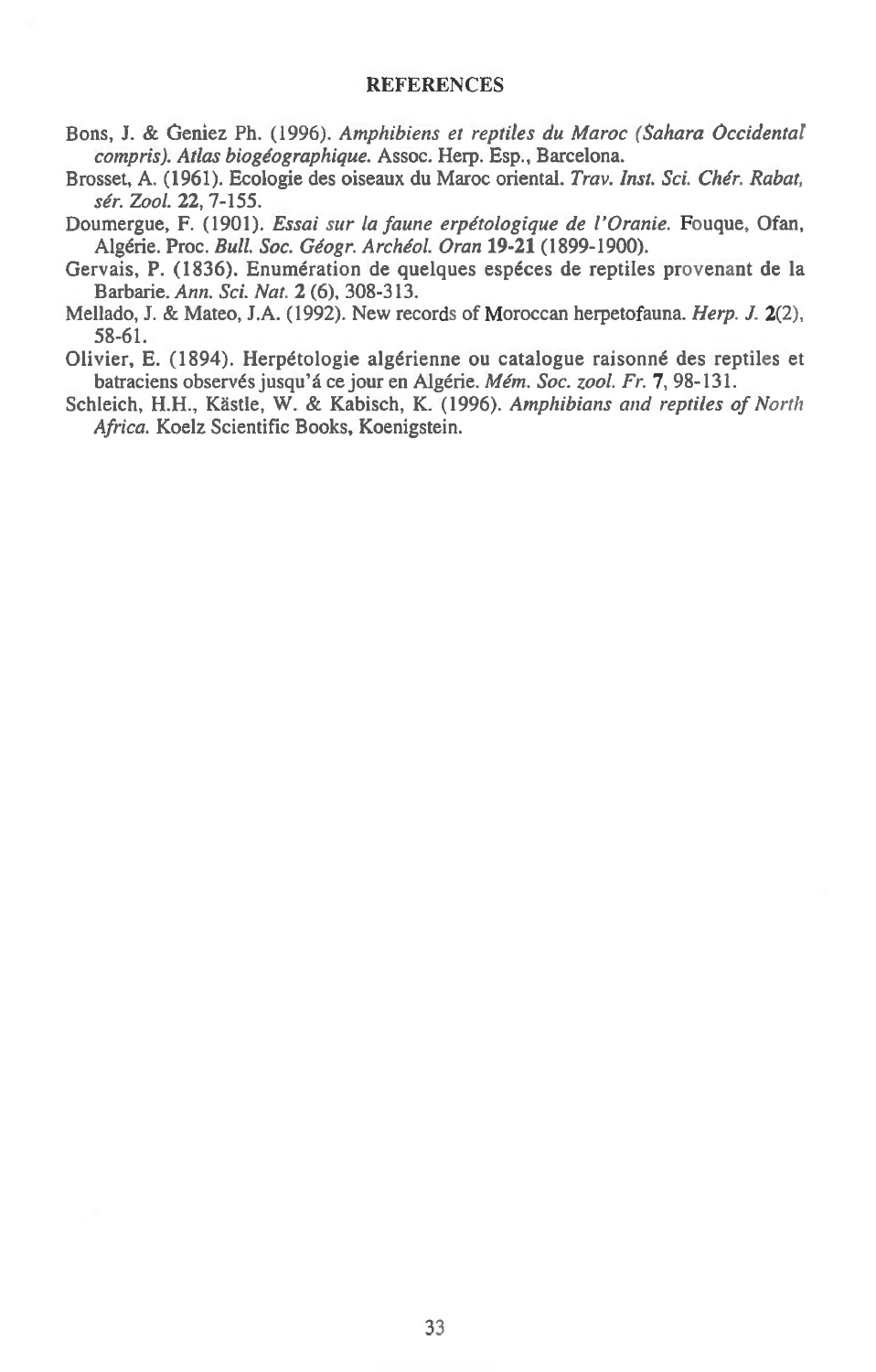## REFERENCES

Bons, J. & Geniez Ph. (1996). *Amphibiens et reptiles du Maroc (Sahara Occidental compris). Atlas biogéographique.* Assoc. Herp. Esp., Barcelona.

Brosset, A. (1961). Ecologie des oiseaux du Maroc oriental. *Trav. Inst. Sci. Chér. Rabat, sér. Zool.* **22**, 7-155.

Doumergue, F. (1901). *Essai sur la faune erpétologique de l'Oranie.* Fouque, Ofan, Algérie. Proc. *Bull. Soc. Géogr. Archéol. Oran* **19-21** (1899-1900).

Gervais, P. (1836). Enumération de quelques espéces de reptiles provenant de la Barbarie. *Ann. Sci. Nat.* **2** (6), 308-313.

Mellado, J. & Mateo, J.A. (1992). New records of Moroccan herpetofauna. *Herp. J.* **2**(2), 58-61.

Olivier, E. (1894). Herpétologie algérienne ou catalogue raisonné des reptiles et batraciens observés jusqu'á ce jour en Algérie. *Mém. Soc. zool. Fr.* **7**, 98-131.

Schleich, H.H., Kästle, W. & Kabisch, K. (1996). *Amphibians and reptiles of North Africa.* Koelz Scientific Books, Koenigstein.